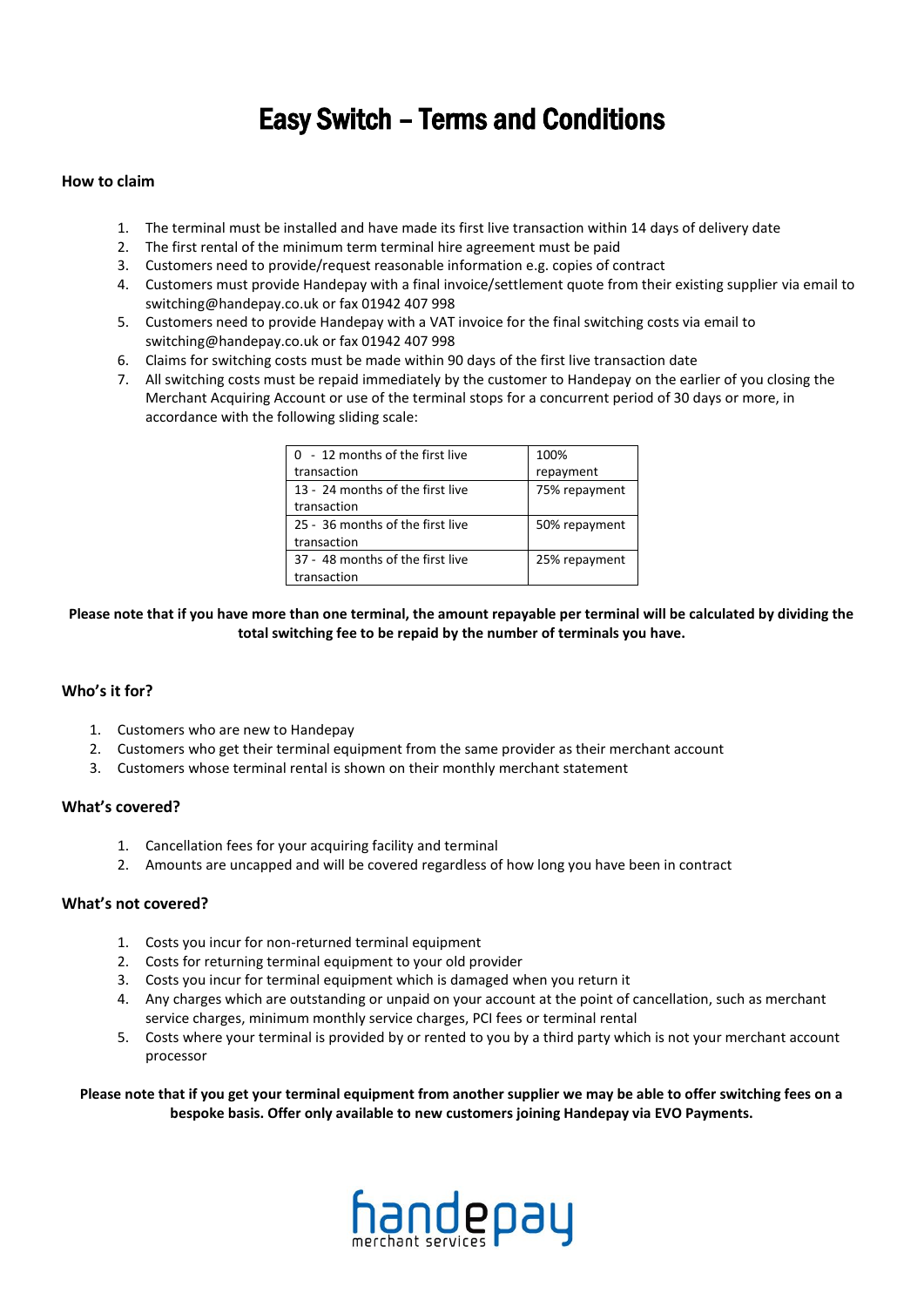# Easy Switch – Terms and Conditions

### How to claim

1. The terminal must be installed and have made its first live transaction within 14 days of delivery date
2. The first rental of the minimum term terminal hire agreement must be paid
3. Customers need to provide/request reasonable information e.g. copies of contract
4. Customers must provide Handepay with a final invoice/settlement quote from their existing supplier via email to switching@handepay.co.uk or fax 01942 407 998
5. Customers need to provide Handepay with a VAT invoice for the final switching costs via email to switching@handepay.co.uk or fax 01942 407 998
6. Claims for switching costs must be made within 90 days of the first live transaction date
7. All switching costs must be repaid immediately by the customer to Handepay on the earlier of you closing the Merchant Acquiring Account or use of the terminal stops for a concurrent period of 30 days or more, in accordance with the following sliding scale:

| | |
|---|---|
| 0 - 12 months of the first live transaction | 100% repayment |
| 13 - 24 months of the first live transaction | 75% repayment |
| 25 - 36 months of the first live transaction | 50% repayment |
| 37 - 48 months of the first live transaction | 25% repayment |

**Please note that if you have more than one terminal, the amount repayable per terminal will be calculated by dividing the total switching fee to be repaid by the number of terminals you have.**

### Who's it for?

1. Customers who are new to Handepay
2. Customers who get their terminal equipment from the same provider as their merchant account
3. Customers whose terminal rental is shown on their monthly merchant statement

### What's covered?

1. Cancellation fees for your acquiring facility and terminal
2. Amounts are uncapped and will be covered regardless of how long you have been in contract

### What's not covered?

1. Costs you incur for non-returned terminal equipment
2. Costs for returning terminal equipment to your old provider
3. Costs you incur for terminal equipment which is damaged when you return it
4. Any charges which are outstanding or unpaid on your account at the point of cancellation, such as merchant service charges, minimum monthly service charges, PCI fees or terminal rental
5. Costs where your terminal is provided by or rented to you by a third party which is not your merchant account processor

**Please note that if you get your terminal equipment from another supplier we may be able to offer switching fees on a bespoke basis. Offer only available to new customers joining Handepay via EVO Payments.**

handepay merchant services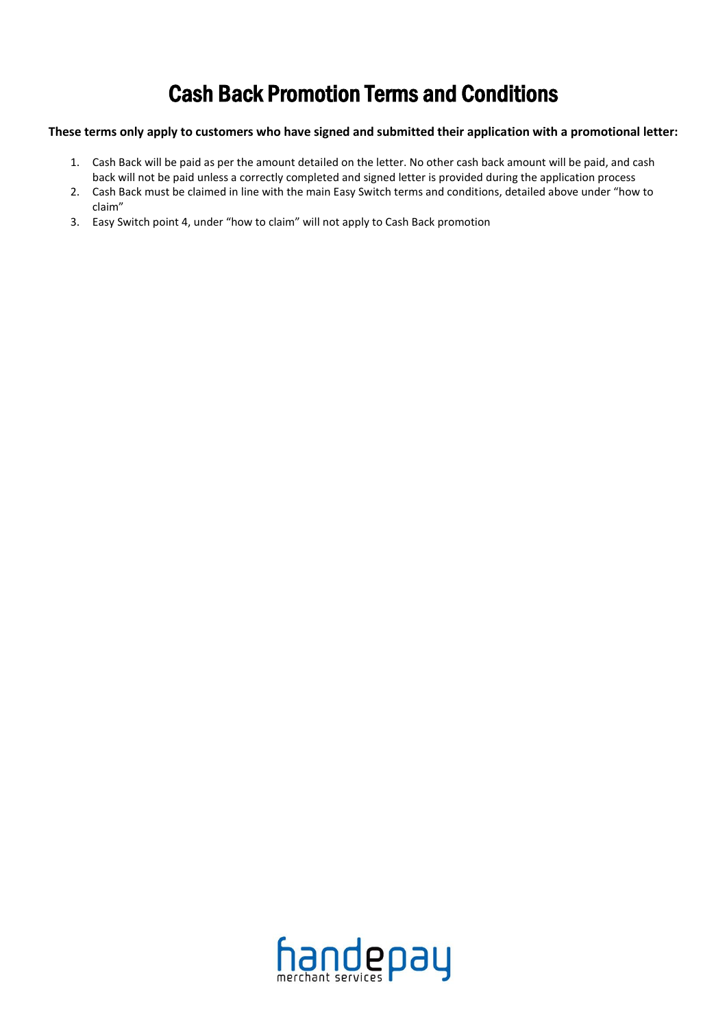# Cash Back Promotion Terms and Conditions

**These terms only apply to customers who have signed and submitted their application with a promotional letter:**

1. Cash Back will be paid as per the amount detailed on the letter. No other cash back amount will be paid, and cash back will not be paid unless a correctly completed and signed letter is provided during the application process
2. Cash Back must be claimed in line with the main Easy Switch terms and conditions, detailed above under "how to claim"
3. Easy Switch point 4, under "how to claim" will not apply to Cash Back promotion

handepay
merchant services